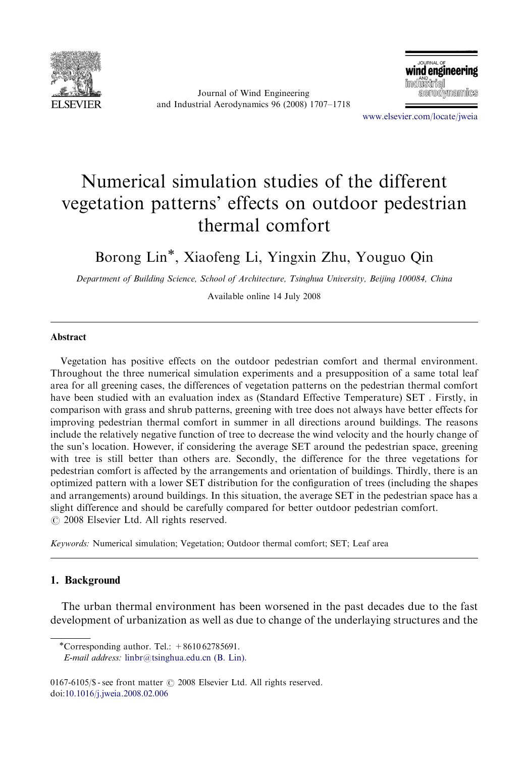# Numerical simulation studies of the different vegetation patterns' effects on outdoor pedestrian thermal comfort

Borong Lin*, Xiaofeng Li, Yingxin Zhu, Youguo Qin

*Department of Building Science, School of Architecture, Tsinghua University, Beijing 100084, China*

Available online 14 July 2008

## Abstract

Vegetation has positive effects on the outdoor pedestrian comfort and thermal environment. Throughout the three numerical simulation experiments and a presupposition of a same total leaf area for all greening cases, the differences of vegetation patterns on the pedestrian thermal comfort have been studied with an evaluation index as (Standard Effective Temperature) SET . Firstly, in comparison with grass and shrub patterns, greening with tree does not always have better effects for improving pedestrian thermal comfort in summer in all directions around buildings. The reasons include the relatively negative function of tree to decrease the wind velocity and the hourly change of the sun's location. However, if considering the average SET around the pedestrian space, greening with tree is still better than others are. Secondly, the difference for the three vegetations for pedestrian comfort is affected by the arrangements and orientation of buildings. Thirdly, there is an optimized pattern with a lower SET distribution for the configuration of trees (including the shapes and arrangements) around buildings. In this situation, the average SET in the pedestrian space has a slight difference and should be carefully compared for better outdoor pedestrian comfort.

© 2008 Elsevier Ltd. All rights reserved.

*Keywords:* Numerical simulation; Vegetation; Outdoor thermal comfort; SET; Leaf area

## 1. Background

The urban thermal environment has been worsened in the past decades due to the fast development of urbanization as well as due to change of the underlaying structures and the

---

*Corresponding author. Tel.: +8610 62785691.
*E-mail address:* linbr@tsinghua.edu.cn (B. Lin).

0167-6105/$ - see front matter © 2008 Elsevier Ltd. All rights reserved.
doi:10.1016/j.jweia.2008.02.006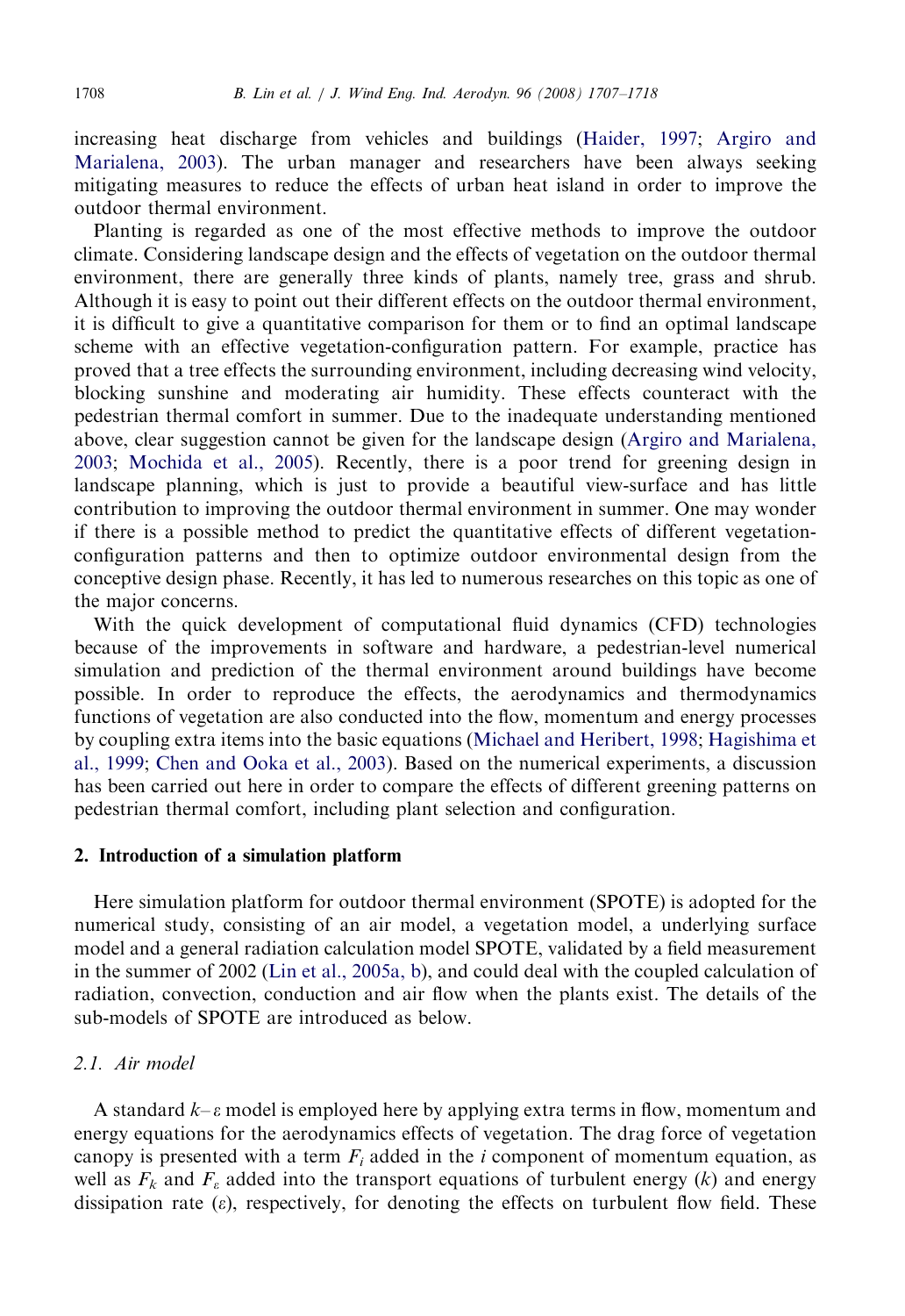increasing heat discharge from vehicles and buildings (Haider, 1997; Argiro and Marialena, 2003). The urban manager and researchers have been always seeking mitigating measures to reduce the effects of urban heat island in order to improve the outdoor thermal environment.

Planting is regarded as one of the most effective methods to improve the outdoor climate. Considering landscape design and the effects of vegetation on the outdoor thermal environment, there are generally three kinds of plants, namely tree, grass and shrub. Although it is easy to point out their different effects on the outdoor thermal environment, it is difficult to give a quantitative comparison for them or to find an optimal landscape scheme with an effective vegetation-configuration pattern. For example, practice has proved that a tree effects the surrounding environment, including decreasing wind velocity, blocking sunshine and moderating air humidity. These effects counteract with the pedestrian thermal comfort in summer. Due to the inadequate understanding mentioned above, clear suggestion cannot be given for the landscape design (Argiro and Marialena, 2003; Mochida et al., 2005). Recently, there is a poor trend for greening design in landscape planning, which is just to provide a beautiful view-surface and has little contribution to improving the outdoor thermal environment in summer. One may wonder if there is a possible method to predict the quantitative effects of different vegetation-configuration patterns and then to optimize outdoor environmental design from the conceptive design phase. Recently, it has led to numerous researches on this topic as one of the major concerns.

With the quick development of computational fluid dynamics (CFD) technologies because of the improvements in software and hardware, a pedestrian-level numerical simulation and prediction of the thermal environment around buildings have become possible. In order to reproduce the effects, the aerodynamics and thermodynamics functions of vegetation are also conducted into the flow, momentum and energy processes by coupling extra items into the basic equations (Michael and Heribert, 1998; Hagishima et al., 1999; Chen and Ooka et al., 2003). Based on the numerical experiments, a discussion has been carried out here in order to compare the effects of different greening patterns on pedestrian thermal comfort, including plant selection and configuration.

## 2. Introduction of a simulation platform

Here simulation platform for outdoor thermal environment (SPOTE) is adopted for the numerical study, consisting of an air model, a vegetation model, a underlying surface model and a general radiation calculation model SPOTE, validated by a field measurement in the summer of 2002 (Lin et al., 2005a, b), and could deal with the coupled calculation of radiation, convection, conduction and air flow when the plants exist. The details of the sub-models of SPOTE are introduced as below.

### 2.1. Air model

A standard $k$–$\varepsilon$ model is employed here by applying extra terms in flow, momentum and energy equations for the aerodynamics effects of vegetation. The drag force of vegetation canopy is presented with a term $F_i$ added in the $i$ component of momentum equation, as well as $F_k$ and $F_\varepsilon$ added into the transport equations of turbulent energy ($k$) and energy dissipation rate ($\varepsilon$), respectively, for denoting the effects on turbulent flow field. These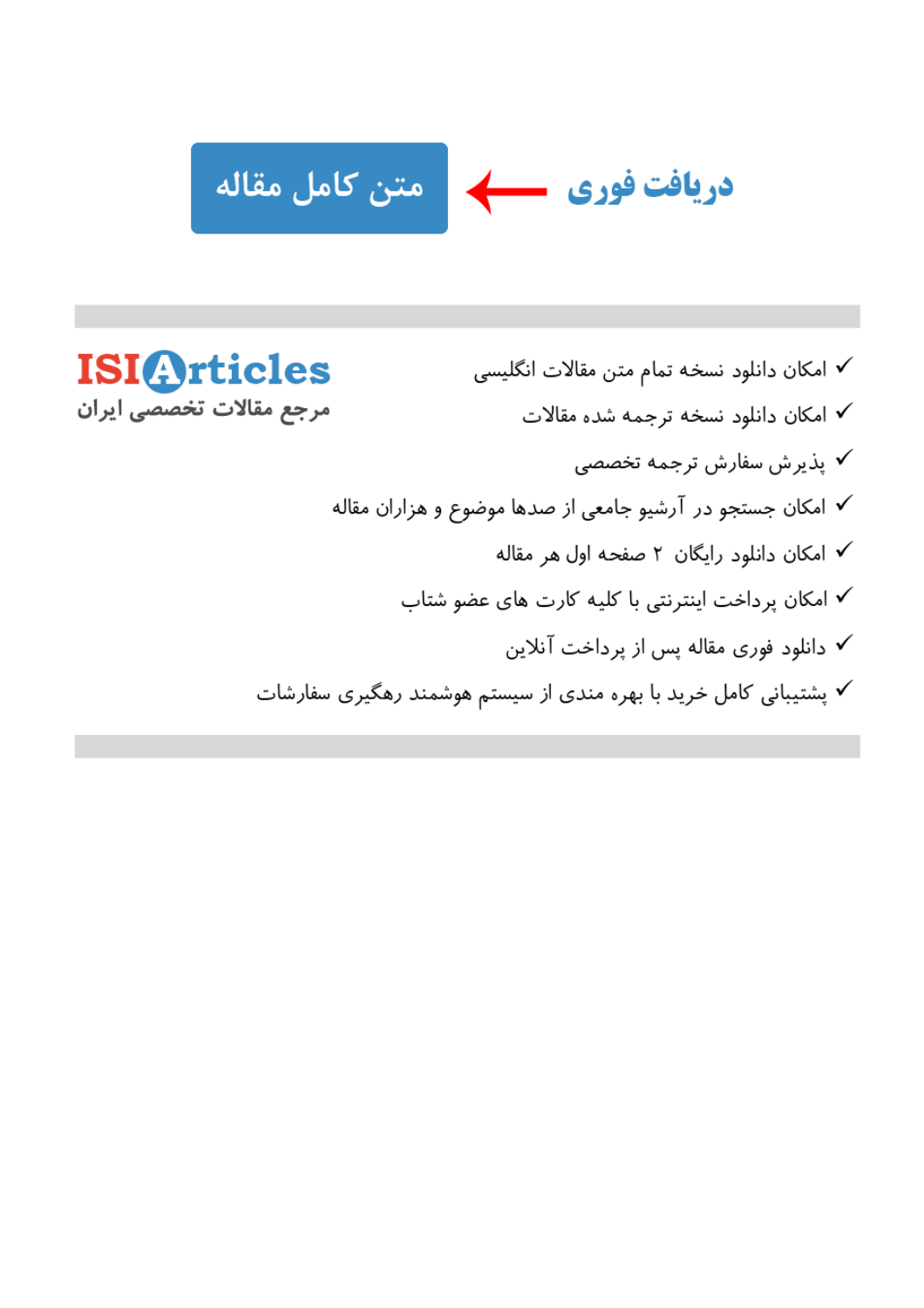دریافت فوری ← **متن کامل مقاله**

**ISIArticles**
مرجع مقالات تخصصی ایران

- ✓ امکان دانلود نسخه تمام متن مقالات انگلیسی
- ✓ امکان دانلود نسخه ترجمه شده مقالات
- ✓ پذیرش سفارش ترجمه تخصصی
- ✓ امکان جستجو در آرشیو جامعی از صدها موضوع و هزاران مقاله
- ✓ امکان دانلود رایگان ۲ صفحه اول هر مقاله
- ✓ امکان پرداخت اینترنتی با کلیه کارت های عضو شتاب
- ✓ دانلود فوری مقاله پس از پرداخت آنلاین
- ✓ پشتیبانی کامل خرید با بهره مندی از سیستم هوشمند رهگیری سفارشات